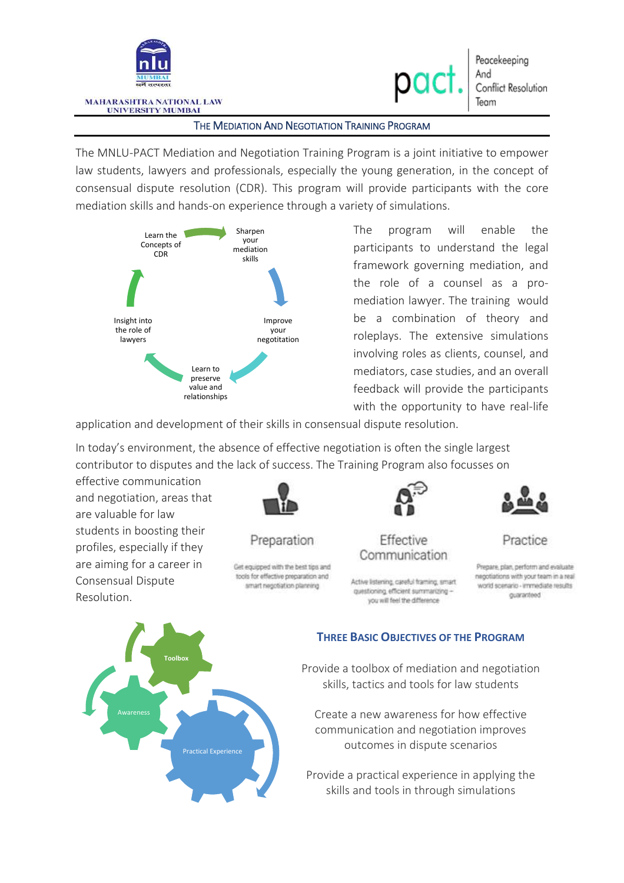MAHARASHTRA NATIONAL LAW UNIVERSITY MUMBAI

pact. Peacekeeping And Conflict Resolution Team

# THE MEDIATION AND NEGOTIATION TRAINING PROGRAM

The MNLU-PACT Mediation and Negotiation Training Program is a joint initiative to empower law students, lawyers and professionals, especially the young generation, in the concept of consensual dispute resolution (CDR). This program will provide participants with the core mediation skills and hands-on experience through a variety of simulations.

Learn the Concepts of CDR → Sharpen your mediation skills → Improve your negotitation → Learn to preserve value and relationships → Insight into the role of lawyers

The program will enable the participants to understand the legal framework governing mediation, and the role of a counsel as a pro-mediation lawyer. The training would be a combination of theory and roleplays. The extensive simulations involving roles as clients, counsel, and mediators, case studies, and an overall feedback will provide the participants with the opportunity to have real-life application and development of their skills in consensual dispute resolution.

In today's environment, the absence of effective negotiation is often the single largest contributor to disputes and the lack of success. The Training Program also focusses on effective communication and negotiation, areas that are valuable for law students in boosting their profiles, especially if they are aiming for a career in Consensual Dispute Resolution.

**Preparation**

Get equipped with the best tips and tools for effective preparation and smart negotiation planning

**Effective Communication**

Active listening, careful framing, smart questioning, efficient summarizing – you will feel the difference

**Practice**

Prepare, plan, perform and evaluate negotiations with your team in a real world scenario - immediate results guaranteed

Toolbox · Awareness · Practical Experience

## THREE BASIC OBJECTIVES OF THE PROGRAM

Provide a toolbox of mediation and negotiation skills, tactics and tools for law students

Create a new awareness for how effective communication and negotiation improves outcomes in dispute scenarios

Provide a practical experience in applying the skills and tools in through simulations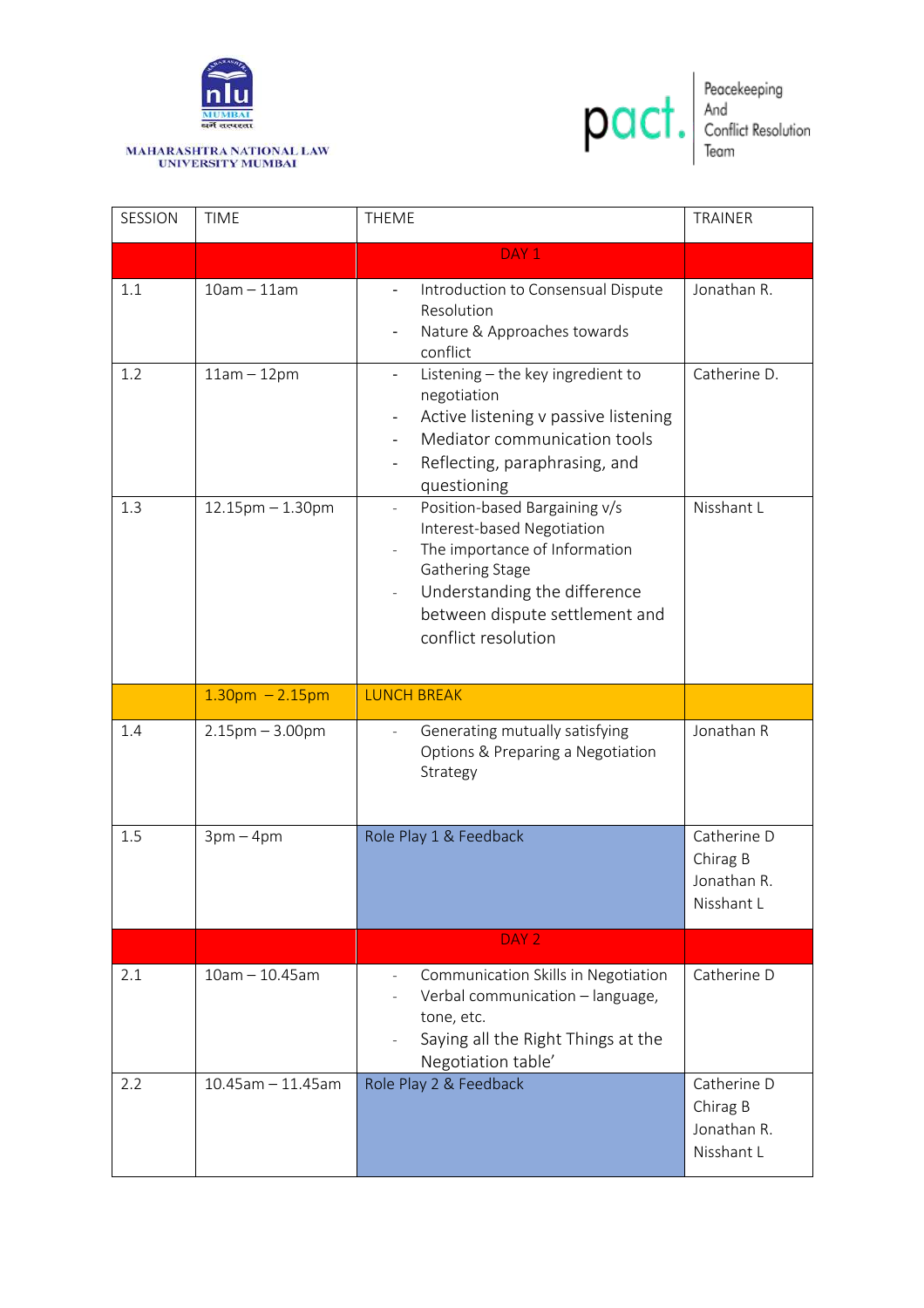MAHARASHTRA NATIONAL LAW UNIVERSITY MUMBAI

pact. Peacekeeping And Conflict Resolution Team

| SESSION | TIME | THEME | TRAINER |
|---|---|---|---|
| | | DAY 1 | |
| 1.1 | 10am – 11am | - Introduction to Consensual Dispute Resolution<br>- Nature & Approaches towards conflict | Jonathan R. |
| 1.2 | 11am – 12pm | - Listening – the key ingredient to negotiation<br>- Active listening v passive listening<br>- Mediator communication tools<br>- Reflecting, paraphrasing, and questioning | Catherine D. |
| 1.3 | 12.15pm – 1.30pm | - Position-based Bargaining v/s Interest-based Negotiation<br>- The importance of Information Gathering Stage<br>- Understanding the difference between dispute settlement and conflict resolution | Nisshant L |
| | 1.30pm – 2.15pm | LUNCH BREAK | |
| 1.4 | 2.15pm – 3.00pm | - Generating mutually satisfying Options & Preparing a Negotiation Strategy | Jonathan R |
| 1.5 | 3pm – 4pm | Role Play 1 & Feedback | Catherine D<br>Chirag B<br>Jonathan R.<br>Nisshant L |
| | | DAY 2 | |
| 2.1 | 10am – 10.45am | - Communication Skills in Negotiation<br>- Verbal communication – language, tone, etc.<br>- Saying all the Right Things at the Negotiation table' | Catherine D |
| 2.2 | 10.45am – 11.45am | Role Play 2 & Feedback | Catherine D<br>Chirag B<br>Jonathan R.<br>Nisshant L |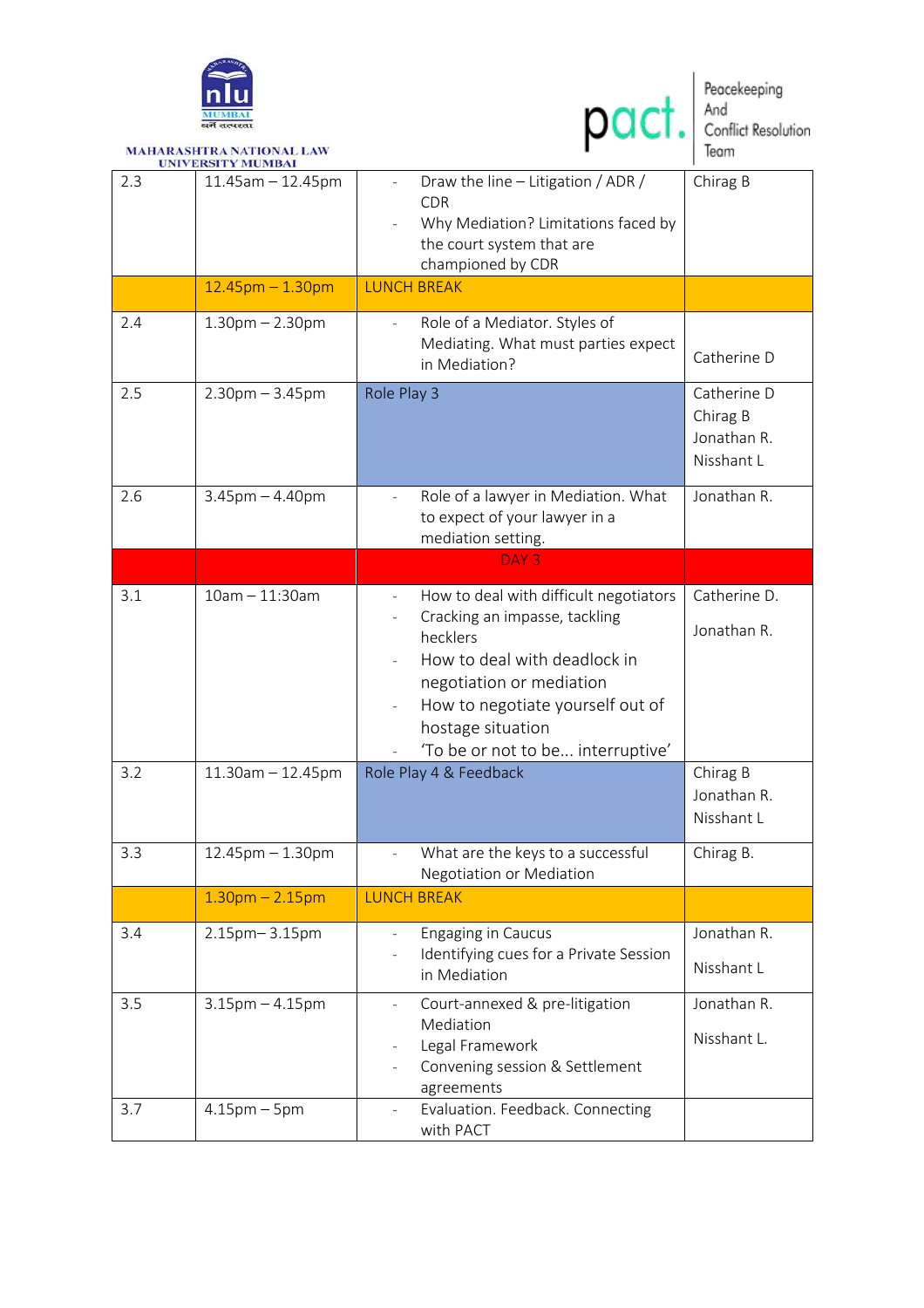| 2.3 | 11.45am – 12.45pm | - Draw the line – Litigation / ADR / CDR<br>- Why Mediation? Limitations faced by the court system that are championed by CDR | Chirag B |
|---|---|---|---|
| | 12.45pm – 1.30pm | LUNCH BREAK | |
| 2.4 | 1.30pm – 2.30pm | - Role of a Mediator. Styles of Mediating. What must parties expect in Mediation? | Catherine D |
| 2.5 | 2.30pm – 3.45pm | Role Play 3 | Catherine D<br>Chirag B<br>Jonathan R.<br>Nisshant L |
| 2.6 | 3.45pm – 4.40pm | - Role of a lawyer in Mediation. What to expect of your lawyer in a mediation setting. | Jonathan R. |
| | | DAY 3 | |
| 3.1 | 10am – 11:30am | - How to deal with difficult negotiators<br>- Cracking an impasse, tackling hecklers<br>- How to deal with deadlock in negotiation or mediation<br>- How to negotiate yourself out of hostage situation<br>- 'To be or not to be... interruptive' | Catherine D.<br>Jonathan R. |
| 3.2 | 11.30am – 12.45pm | Role Play 4 & Feedback | Chirag B<br>Jonathan R.<br>Nisshant L |
| 3.3 | 12.45pm – 1.30pm | - What are the keys to a successful Negotiation or Mediation | Chirag B. |
| | 1.30pm – 2.15pm | LUNCH BREAK | |
| 3.4 | 2.15pm– 3.15pm | - Engaging in Caucus<br>- Identifying cues for a Private Session in Mediation | Jonathan R.<br>Nisshant L |
| 3.5 | 3.15pm – 4.15pm | - Court-annexed & pre-litigation Mediation<br>- Legal Framework<br>- Convening session & Settlement agreements | Jonathan R.<br>Nisshant L. |
| 3.7 | 4.15pm – 5pm | - Evaluation. Feedback. Connecting with PACT | |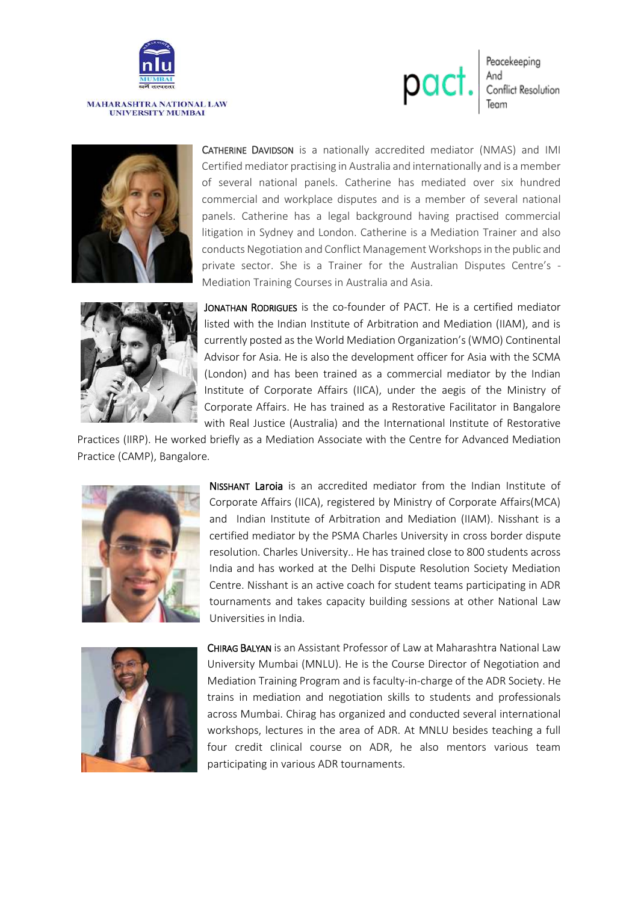**CATHERINE DAVIDSON** is a nationally accredited mediator (NMAS) and IMI Certified mediator practising in Australia and internationally and is a member of several national panels. Catherine has mediated over six hundred commercial and workplace disputes and is a member of several national panels. Catherine has a legal background having practised commercial litigation in Sydney and London. Catherine is a Mediation Trainer and also conducts Negotiation and Conflict Management Workshops in the public and private sector. She is a Trainer for the Australian Disputes Centre's - Mediation Training Courses in Australia and Asia.

**JONATHAN RODRIGUES** is the co-founder of PACT. He is a certified mediator listed with the Indian Institute of Arbitration and Mediation (IIAM), and is currently posted as the World Mediation Organization's (WMO) Continental Advisor for Asia. He is also the development officer for Asia with the SCMA (London) and has been trained as a commercial mediator by the Indian Institute of Corporate Affairs (IICA), under the aegis of the Ministry of Corporate Affairs. He has trained as a Restorative Facilitator in Bangalore with Real Justice (Australia) and the International Institute of Restorative Practices (IIRP). He worked briefly as a Mediation Associate with the Centre for Advanced Mediation Practice (CAMP), Bangalore.

**NISSHANT Laroia** is an accredited mediator from the Indian Institute of Corporate Affairs (IICA), registered by Ministry of Corporate Affairs(MCA) and Indian Institute of Arbitration and Mediation (IIAM). Nisshant is a certified mediator by the PSMA Charles University in cross border dispute resolution. Charles University.. He has trained close to 800 students across India and has worked at the Delhi Dispute Resolution Society Mediation Centre. Nisshant is an active coach for student teams participating in ADR tournaments and takes capacity building sessions at other National Law Universities in India.

**CHIRAG BALYAN** is an Assistant Professor of Law at Maharashtra National Law University Mumbai (MNLU). He is the Course Director of Negotiation and Mediation Training Program and is faculty-in-charge of the ADR Society. He trains in mediation and negotiation skills to students and professionals across Mumbai. Chirag has organized and conducted several international workshops, lectures in the area of ADR. At MNLU besides teaching a full four credit clinical course on ADR, he also mentors various team participating in various ADR tournaments.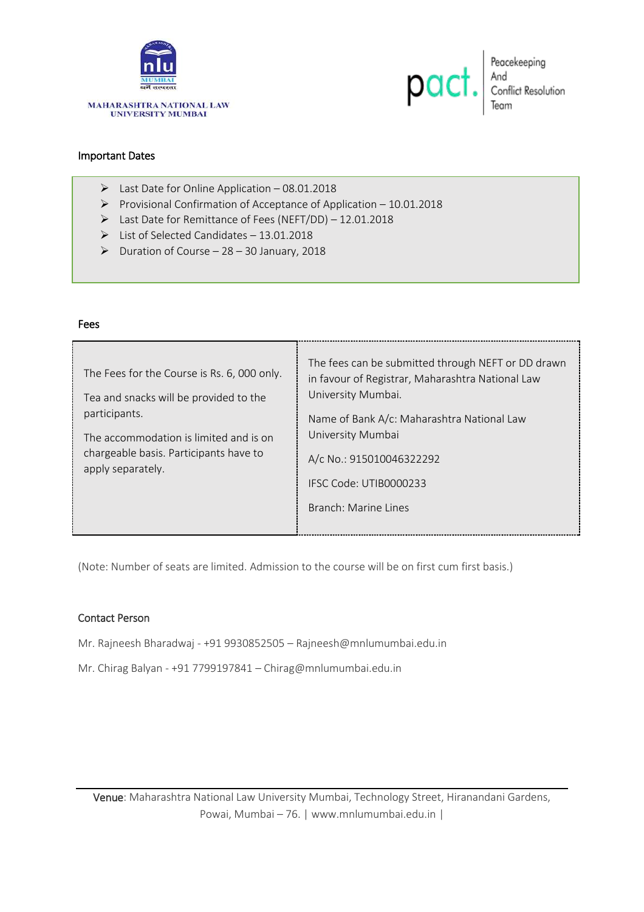MAHARASHTRA NATIONAL LAW UNIVERSITY MUMBAI

pact. Peacekeeping And Conflict Resolution Team

## Important Dates

- Last Date for Online Application – 08.01.2018
- Provisional Confirmation of Acceptance of Application – 10.01.2018
- Last Date for Remittance of Fees (NEFT/DD) – 12.01.2018
- List of Selected Candidates – 13.01.2018
- Duration of Course – 28 – 30 January, 2018

## Fees

| | |
|---|---|
| The Fees for the Course is Rs. 6, 000 only.<br><br>Tea and snacks will be provided to the participants.<br><br>The accommodation is limited and is on chargeable basis. Participants have to apply separately. | The fees can be submitted through NEFT or DD drawn in favour of Registrar, Maharashtra National Law University Mumbai.<br><br>Name of Bank A/c: Maharashtra National Law University Mumbai<br><br>A/c No.: 915010046322292<br><br>IFSC Code: UTIB0000233<br><br>Branch: Marine Lines |

(Note: Number of seats are limited. Admission to the course will be on first cum first basis.)

## Contact Person

Mr. Rajneesh Bharadwaj - +91 9930852505 – Rajneesh@mnlumumbai.edu.in

Mr. Chirag Balyan - +91 7799197841 – Chirag@mnlumumbai.edu.in

**Venue**: Maharashtra National Law University Mumbai, Technology Street, Hiranandani Gardens, Powai, Mumbai – 76. | www.mnlumumbai.edu.in |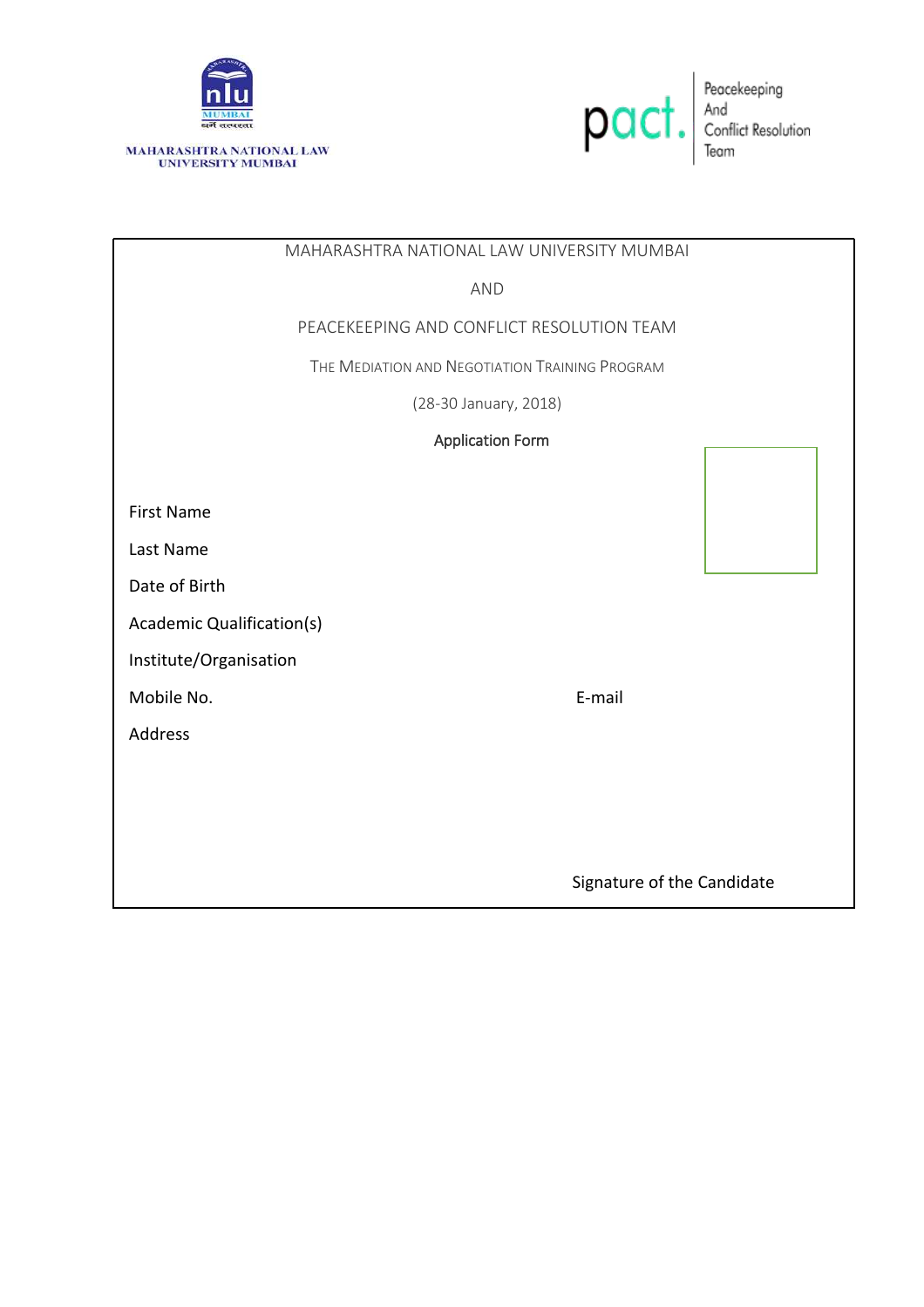MAHARASHTRA NATIONAL LAW UNIVERSITY MUMBAI

Peacekeeping And Conflict Resolution Team

MAHARASHTRA NATIONAL LAW UNIVERSITY MUMBAI

AND

PEACEKEEPING AND CONFLICT RESOLUTION TEAM

THE MEDIATION AND NEGOTIATION TRAINING PROGRAM

(28-30 January, 2018)

Application Form

First Name

Last Name

Date of Birth

Academic Qualification(s)

Institute/Organisation

Mobile No. E-mail

Address

Signature of the Candidate